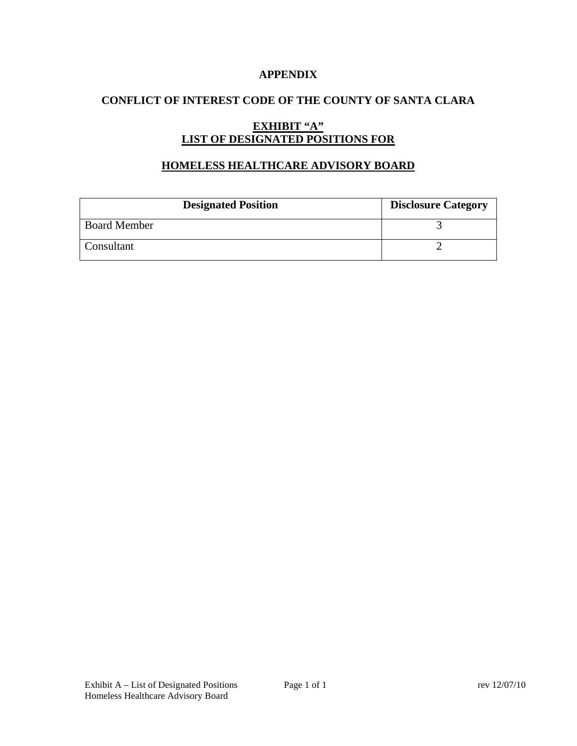# APPENDIX

## CONFLICT OF INTEREST CODE OF THE COUNTY OF SANTA CLARA

## EXHIBIT "A"
## LIST OF DESIGNATED POSITIONS FOR

## HOMELESS HEALTHCARE ADVISORY BOARD

| Designated Position | Disclosure Category |
|---|---|
| Board Member | 3 |
| Consultant | 2 |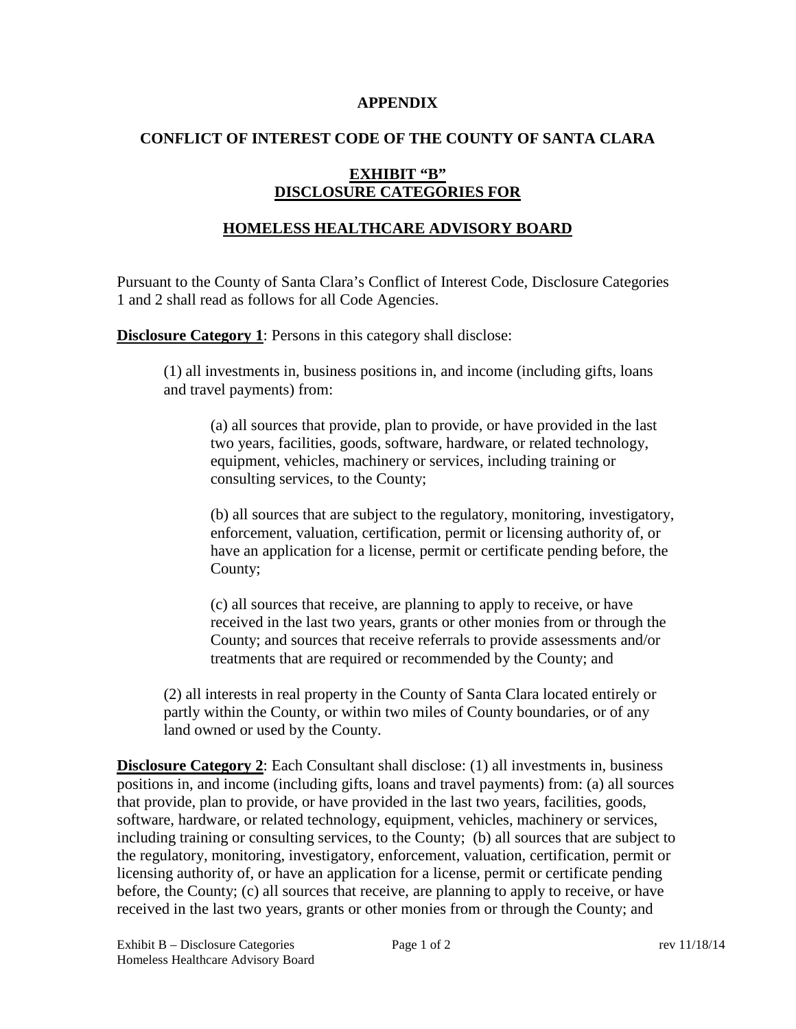**APPENDIX**

**CONFLICT OF INTEREST CODE OF THE COUNTY OF SANTA CLARA**

**EXHIBIT "B"**
**DISCLOSURE CATEGORIES FOR**

**HOMELESS HEALTHCARE ADVISORY BOARD**

Pursuant to the County of Santa Clara's Conflict of Interest Code, Disclosure Categories 1 and 2 shall read as follows for all Code Agencies.

**Disclosure Category 1**: Persons in this category shall disclose:

> (1) all investments in, business positions in, and income (including gifts, loans and travel payments) from:
>
> > (a) all sources that provide, plan to provide, or have provided in the last two years, facilities, goods, software, hardware, or related technology, equipment, vehicles, machinery or services, including training or consulting services, to the County;
> >
> > (b) all sources that are subject to the regulatory, monitoring, investigatory, enforcement, valuation, certification, permit or licensing authority of, or have an application for a license, permit or certificate pending before, the County;
> >
> > (c) all sources that receive, are planning to apply to receive, or have received in the last two years, grants or other monies from or through the County; and sources that receive referrals to provide assessments and/or treatments that are required or recommended by the County; and
>
> (2) all interests in real property in the County of Santa Clara located entirely or partly within the County, or within two miles of County boundaries, or of any land owned or used by the County.

**Disclosure Category 2**: Each Consultant shall disclose: (1) all investments in, business positions in, and income (including gifts, loans and travel payments) from: (a) all sources that provide, plan to provide, or have provided in the last two years, facilities, goods, software, hardware, or related technology, equipment, vehicles, machinery or services, including training or consulting services, to the County; (b) all sources that are subject to the regulatory, monitoring, investigatory, enforcement, valuation, certification, permit or licensing authority of, or have an application for a license, permit or certificate pending before, the County; (c) all sources that receive, are planning to apply to receive, or have received in the last two years, grants or other monies from or through the County; and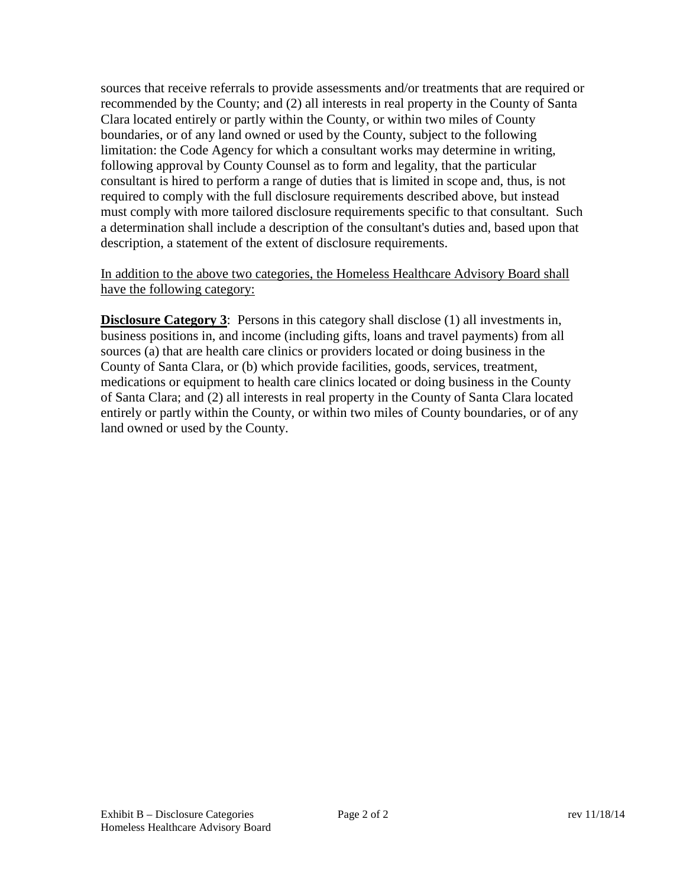sources that receive referrals to provide assessments and/or treatments that are required or recommended by the County; and (2) all interests in real property in the County of Santa Clara located entirely or partly within the County, or within two miles of County boundaries, or of any land owned or used by the County, subject to the following limitation: the Code Agency for which a consultant works may determine in writing, following approval by County Counsel as to form and legality, that the particular consultant is hired to perform a range of duties that is limited in scope and, thus, is not required to comply with the full disclosure requirements described above, but instead must comply with more tailored disclosure requirements specific to that consultant. Such a determination shall include a description of the consultant's duties and, based upon that description, a statement of the extent of disclosure requirements.

<u>In addition to the above two categories, the Homeless Healthcare Advisory Board shall have the following category:</u>

**<u>Disclosure Category 3</u>**: Persons in this category shall disclose (1) all investments in, business positions in, and income (including gifts, loans and travel payments) from all sources (a) that are health care clinics or providers located or doing business in the County of Santa Clara, or (b) which provide facilities, goods, services, treatment, medications or equipment to health care clinics located or doing business in the County of Santa Clara; and (2) all interests in real property in the County of Santa Clara located entirely or partly within the County, or within two miles of County boundaries, or of any land owned or used by the County.